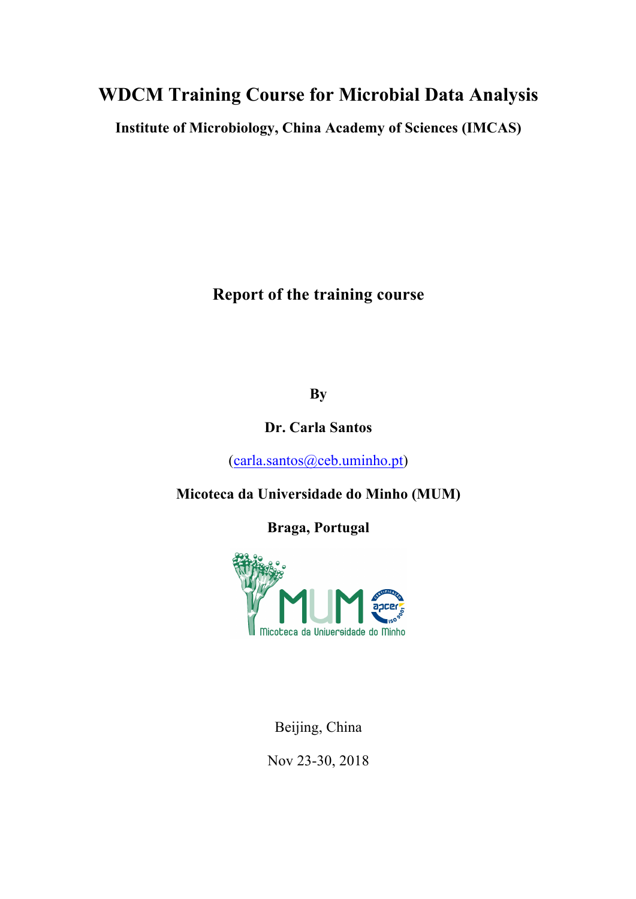# WDCM Training Course for Microbial Data Analysis

**Institute of Microbiology, China Academy of Sciences (IMCAS)**

## Report of the training course

**By**

**Dr. Carla Santos**

(carla.santos@ceb.uminho.pt)

**Micoteca da Universidade do Minho (MUM)**

**Braga, Portugal**

Beijing, China

Nov 23-30, 2018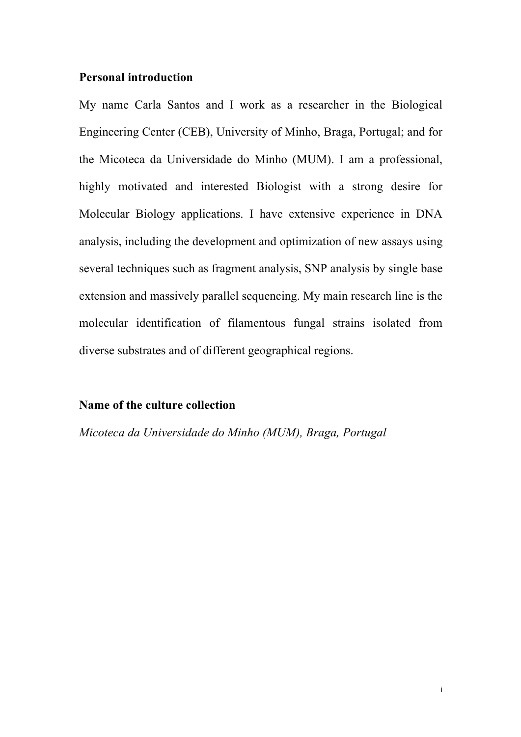**Personal introduction**

My name Carla Santos and I work as a researcher in the Biological Engineering Center (CEB), University of Minho, Braga, Portugal; and for the Micoteca da Universidade do Minho (MUM). I am a professional, highly motivated and interested Biologist with a strong desire for Molecular Biology applications. I have extensive experience in DNA analysis, including the development and optimization of new assays using several techniques such as fragment analysis, SNP analysis by single base extension and massively parallel sequencing. My main research line is the molecular identification of filamentous fungal strains isolated from diverse substrates and of different geographical regions.

**Name of the culture collection**

*Micoteca da Universidade do Minho (MUM), Braga, Portugal*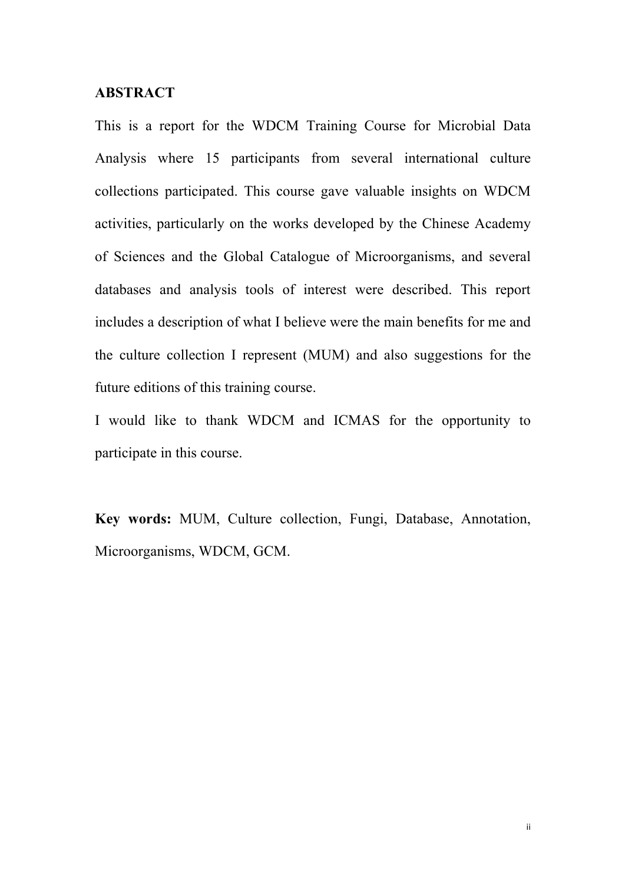## ABSTRACT

This is a report for the WDCM Training Course for Microbial Data Analysis where 15 participants from several international culture collections participated. This course gave valuable insights on WDCM activities, particularly on the works developed by the Chinese Academy of Sciences and the Global Catalogue of Microorganisms, and several databases and analysis tools of interest were described. This report includes a description of what I believe were the main benefits for me and the culture collection I represent (MUM) and also suggestions for the future editions of this training course.

I would like to thank WDCM and ICMAS for the opportunity to participate in this course.

**Key words:** MUM, Culture collection, Fungi, Database, Annotation, Microorganisms, WDCM, GCM.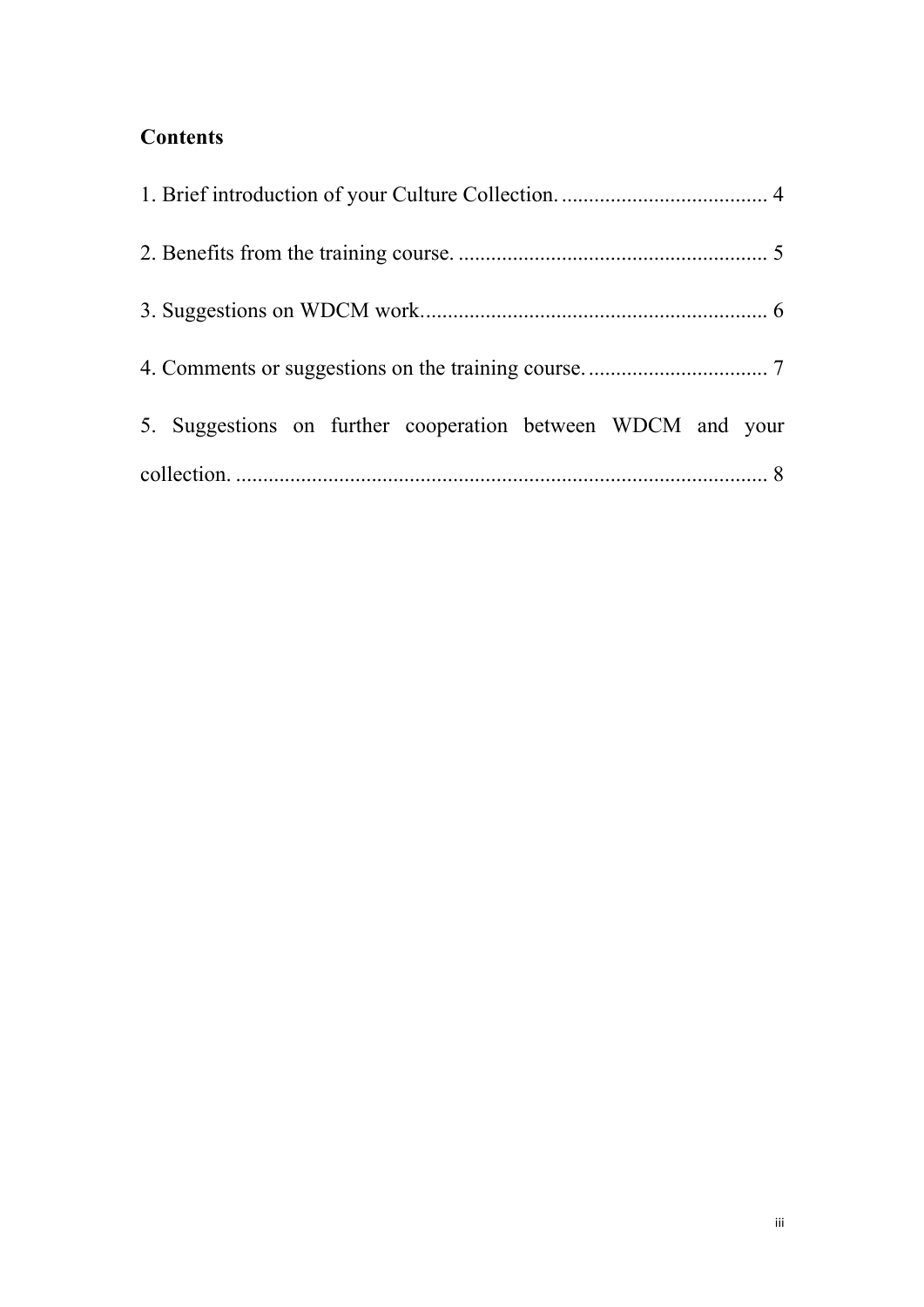## Contents

1. Brief introduction of your Culture Collection. ...................................... 4

2. Benefits from the training course. ......................................................... 5

3. Suggestions on WDCM work................................................................ 6

4. Comments or suggestions on the training course. ................................. 7

5. Suggestions on further cooperation between WDCM and your collection. ................................................................................................. 8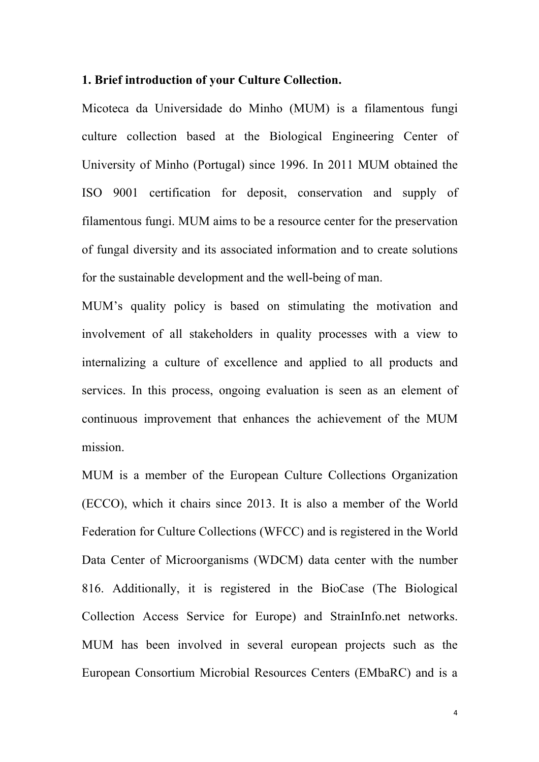**1. Brief introduction of your Culture Collection.**

Micoteca da Universidade do Minho (MUM) is a filamentous fungi culture collection based at the Biological Engineering Center of University of Minho (Portugal) since 1996. In 2011 MUM obtained the ISO 9001 certification for deposit, conservation and supply of filamentous fungi. MUM aims to be a resource center for the preservation of fungal diversity and its associated information and to create solutions for the sustainable development and the well-being of man.

MUM's quality policy is based on stimulating the motivation and involvement of all stakeholders in quality processes with a view to internalizing a culture of excellence and applied to all products and services. In this process, ongoing evaluation is seen as an element of continuous improvement that enhances the achievement of the MUM mission.

MUM is a member of the European Culture Collections Organization (ECCO), which it chairs since 2013. It is also a member of the World Federation for Culture Collections (WFCC) and is registered in the World Data Center of Microorganisms (WDCM) data center with the number 816. Additionally, it is registered in the BioCase (The Biological Collection Access Service for Europe) and StrainInfo.net networks. MUM has been involved in several european projects such as the European Consortium Microbial Resources Centers (EMbaRC) and is a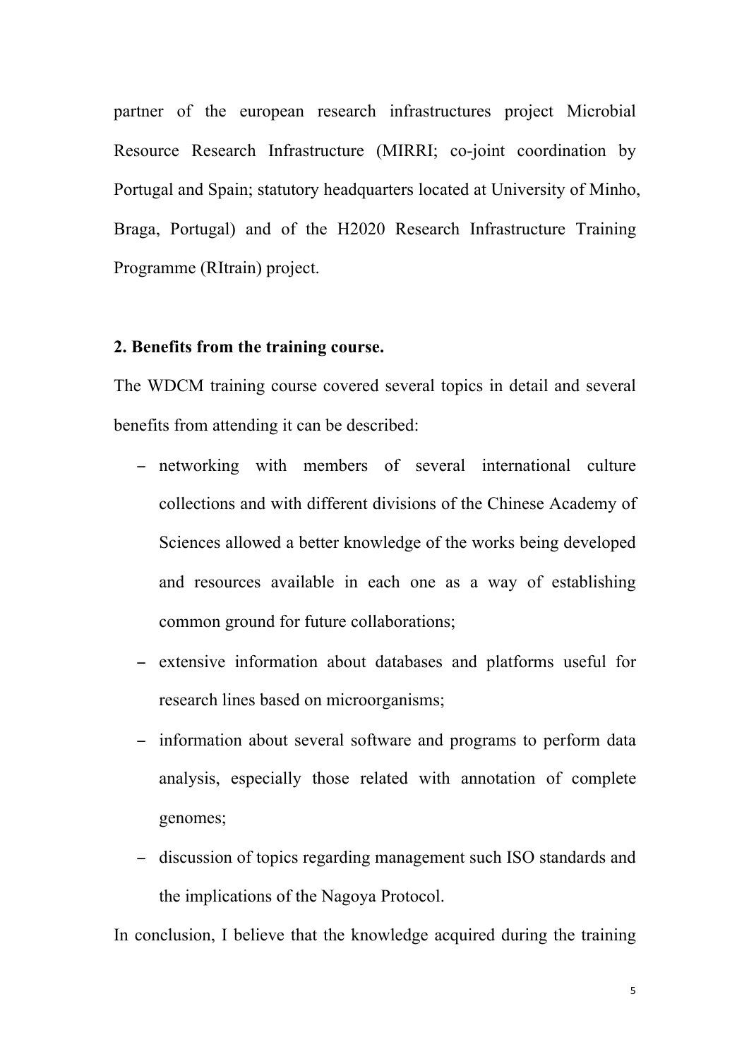partner of the european research infrastructures project Microbial Resource Research Infrastructure (MIRRI; co-joint coordination by Portugal and Spain; statutory headquarters located at University of Minho, Braga, Portugal) and of the H2020 Research Infrastructure Training Programme (RItrain) project.

**2. Benefits from the training course.**

The WDCM training course covered several topics in detail and several benefits from attending it can be described:

- networking with members of several international culture collections and with different divisions of the Chinese Academy of Sciences allowed a better knowledge of the works being developed and resources available in each one as a way of establishing common ground for future collaborations;
- extensive information about databases and platforms useful for research lines based on microorganisms;
- information about several software and programs to perform data analysis, especially those related with annotation of complete genomes;
- discussion of topics regarding management such ISO standards and the implications of the Nagoya Protocol.

In conclusion, I believe that the knowledge acquired during the training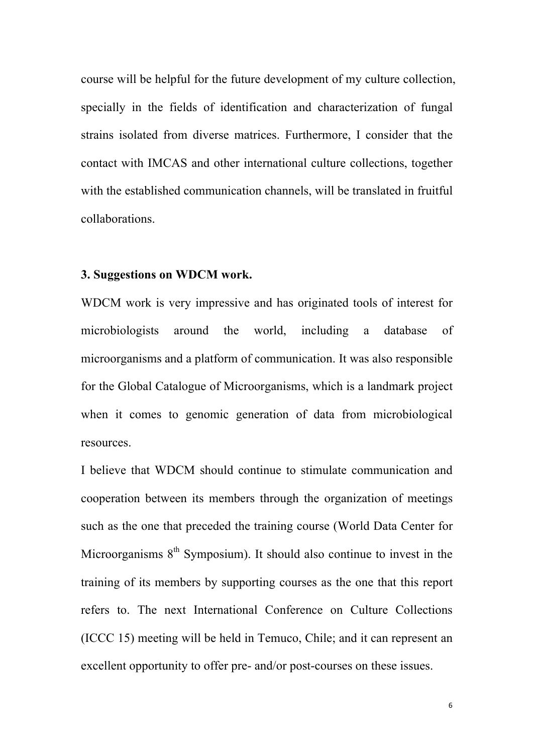course will be helpful for the future development of my culture collection, specially in the fields of identification and characterization of fungal strains isolated from diverse matrices. Furthermore, I consider that the contact with IMCAS and other international culture collections, together with the established communication channels, will be translated in fruitful collaborations.

### 3. Suggestions on WDCM work.

WDCM work is very impressive and has originated tools of interest for microbiologists around the world, including a database of microorganisms and a platform of communication. It was also responsible for the Global Catalogue of Microorganisms, which is a landmark project when it comes to genomic generation of data from microbiological resources.

I believe that WDCM should continue to stimulate communication and cooperation between its members through the organization of meetings such as the one that preceded the training course (World Data Center for Microorganisms 8th Symposium). It should also continue to invest in the training of its members by supporting courses as the one that this report refers to. The next International Conference on Culture Collections (ICCC 15) meeting will be held in Temuco, Chile; and it can represent an excellent opportunity to offer pre- and/or post-courses on these issues.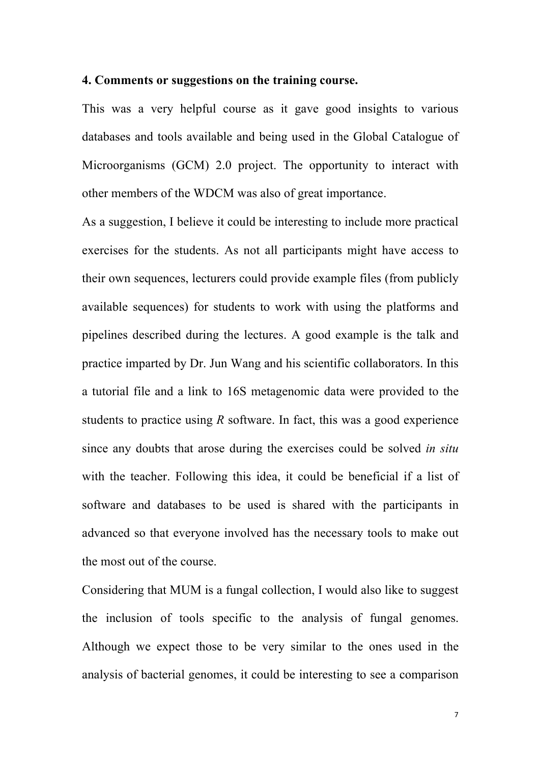**4. Comments or suggestions on the training course.**

This was a very helpful course as it gave good insights to various databases and tools available and being used in the Global Catalogue of Microorganisms (GCM) 2.0 project. The opportunity to interact with other members of the WDCM was also of great importance.

As a suggestion, I believe it could be interesting to include more practical exercises for the students. As not all participants might have access to their own sequences, lecturers could provide example files (from publicly available sequences) for students to work with using the platforms and pipelines described during the lectures. A good example is the talk and practice imparted by Dr. Jun Wang and his scientific collaborators. In this a tutorial file and a link to 16S metagenomic data were provided to the students to practice using *R* software. In fact, this was a good experience since any doubts that arose during the exercises could be solved *in situ* with the teacher. Following this idea, it could be beneficial if a list of software and databases to be used is shared with the participants in advanced so that everyone involved has the necessary tools to make out the most out of the course.

Considering that MUM is a fungal collection, I would also like to suggest the inclusion of tools specific to the analysis of fungal genomes. Although we expect those to be very similar to the ones used in the analysis of bacterial genomes, it could be interesting to see a comparison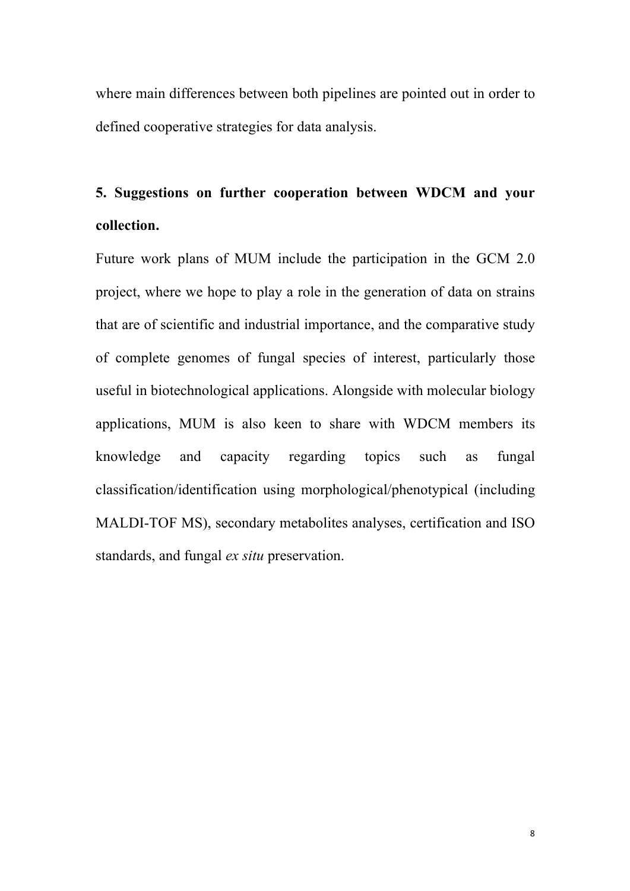where main differences between both pipelines are pointed out in order to defined cooperative strategies for data analysis.

**5. Suggestions on further cooperation between WDCM and your collection.**

Future work plans of MUM include the participation in the GCM 2.0 project, where we hope to play a role in the generation of data on strains that are of scientific and industrial importance, and the comparative study of complete genomes of fungal species of interest, particularly those useful in biotechnological applications. Alongside with molecular biology applications, MUM is also keen to share with WDCM members its knowledge and capacity regarding topics such as fungal classification/identification using morphological/phenotypical (including MALDI-TOF MS), secondary metabolites analyses, certification and ISO standards, and fungal *ex situ* preservation.